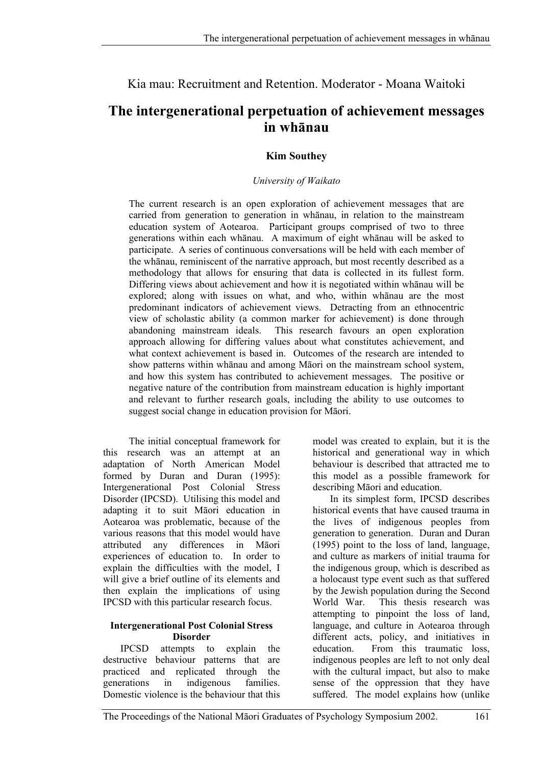Kia mau: Recruitment and Retention. Moderator - Moana Waitoki

# The intergenerational perpetuation of achievement messages in whānau

**Kim Southey**

*University of Waikato*

The current research is an open exploration of achievement messages that are carried from generation to generation in whānau, in relation to the mainstream education system of Aotearoa. Participant groups comprised of two to three generations within each whānau. A maximum of eight whānau will be asked to participate. A series of continuous conversations will be held with each member of the whānau, reminiscent of the narrative approach, but most recently described as a methodology that allows for ensuring that data is collected in its fullest form. Differing views about achievement and how it is negotiated within whānau will be explored; along with issues on what, and who, within whānau are the most predominant indicators of achievement views. Detracting from an ethnocentric view of scholastic ability (a common marker for achievement) is done through abandoning mainstream ideals. This research favours an open exploration approach allowing for differing values about what constitutes achievement, and what context achievement is based in. Outcomes of the research are intended to show patterns within whānau and among Māori on the mainstream school system, and how this system has contributed to achievement messages. The positive or negative nature of the contribution from mainstream education is highly important and relevant to further research goals, including the ability to use outcomes to suggest social change in education provision for Māori.

The initial conceptual framework for this research was an attempt at an adaptation of North American Model formed by Duran and Duran (1995): Intergenerational Post Colonial Stress Disorder (IPCSD). Utilising this model and adapting it to suit Māori education in Aotearoa was problematic, because of the various reasons that this model would have attributed any differences in Māori experiences of education to. In order to explain the difficulties with the model, I will give a brief outline of its elements and then explain the implications of using IPCSD with this particular research focus.

### Intergenerational Post Colonial Stress Disorder

IPCSD attempts to explain the destructive behaviour patterns that are practiced and replicated through the generations in indigenous families. Domestic violence is the behaviour that this model was created to explain, but it is the historical and generational way in which behaviour is described that attracted me to this model as a possible framework for describing Māori and education.

In its simplest form, IPCSD describes historical events that have caused trauma in the lives of indigenous peoples from generation to generation. Duran and Duran (1995) point to the loss of land, language, and culture as markers of initial trauma for the indigenous group, which is described as a holocaust type event such as that suffered by the Jewish population during the Second World War. This thesis research was attempting to pinpoint the loss of land, language, and culture in Aotearoa through different acts, policy, and initiatives in education. From this traumatic loss, indigenous peoples are left to not only deal with the cultural impact, but also to make sense of the oppression that they have suffered. The model explains how (unlike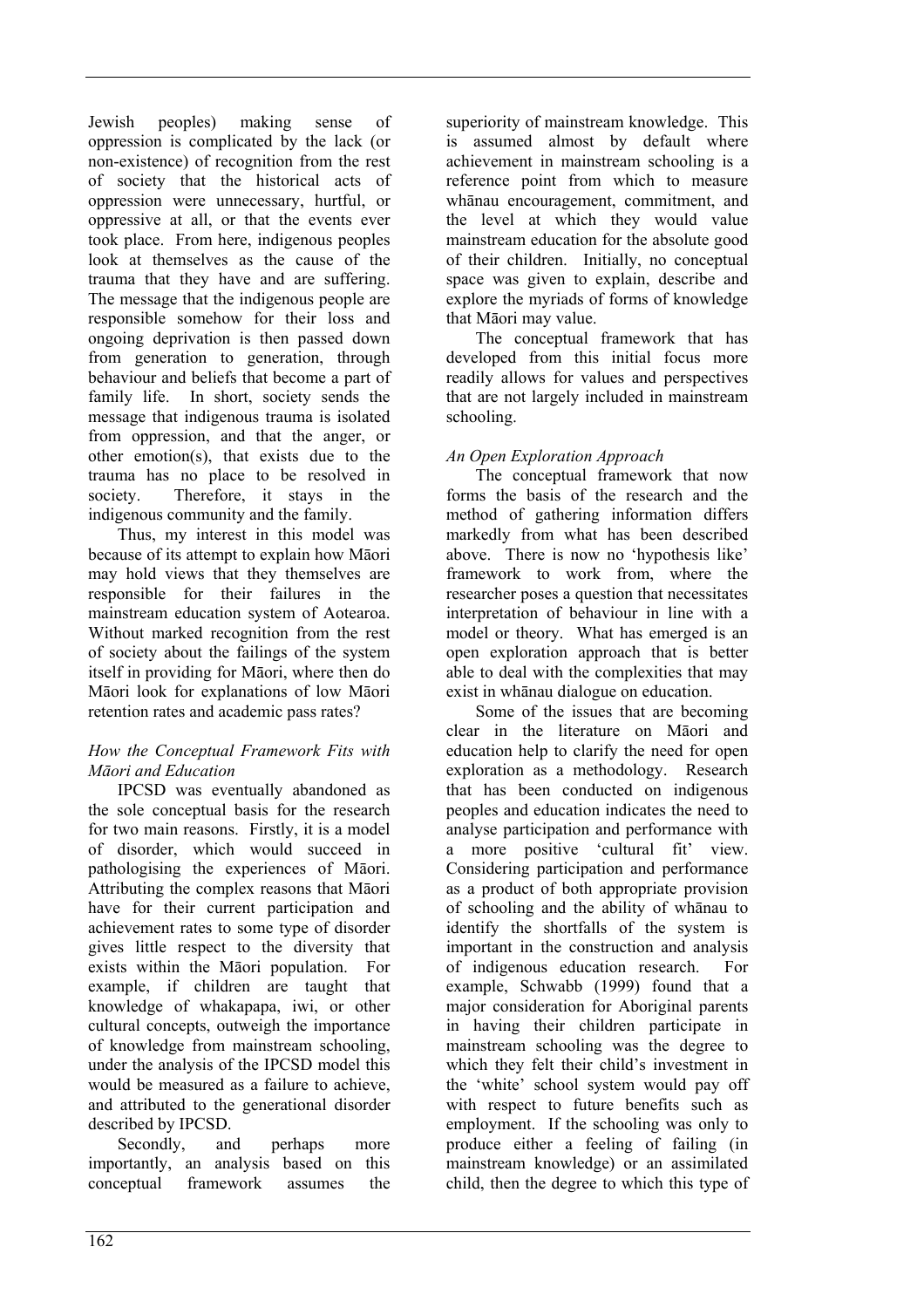Jewish peoples) making sense of oppression is complicated by the lack (or non-existence) of recognition from the rest of society that the historical acts of oppression were unnecessary, hurtful, or oppressive at all, or that the events ever took place. From here, indigenous peoples look at themselves as the cause of the trauma that they have and are suffering. The message that the indigenous people are responsible somehow for their loss and ongoing deprivation is then passed down from generation to generation, through behaviour and beliefs that become a part of family life. In short, society sends the message that indigenous trauma is isolated from oppression, and that the anger, or other emotion(s), that exists due to the trauma has no place to be resolved in society. Therefore, it stays in the indigenous community and the family.

Thus, my interest in this model was because of its attempt to explain how Māori may hold views that they themselves are responsible for their failures in the mainstream education system of Aotearoa. Without marked recognition from the rest of society about the failings of the system itself in providing for Māori, where then do Māori look for explanations of low Māori retention rates and academic pass rates?

*How the Conceptual Framework Fits with Māori and Education*

IPCSD was eventually abandoned as the sole conceptual basis for the research for two main reasons. Firstly, it is a model of disorder, which would succeed in pathologising the experiences of Māori. Attributing the complex reasons that Māori have for their current participation and achievement rates to some type of disorder gives little respect to the diversity that exists within the Māori population. For example, if children are taught that knowledge of whakapapa, iwi, or other cultural concepts, outweigh the importance of knowledge from mainstream schooling, under the analysis of the IPCSD model this would be measured as a failure to achieve, and attributed to the generational disorder described by IPCSD.

Secondly, and perhaps more importantly, an analysis based on this conceptual framework assumes the superiority of mainstream knowledge. This is assumed almost by default where achievement in mainstream schooling is a reference point from which to measure whānau encouragement, commitment, and the level at which they would value mainstream education for the absolute good of their children. Initially, no conceptual space was given to explain, describe and explore the myriads of forms of knowledge that Māori may value.

The conceptual framework that has developed from this initial focus more readily allows for values and perspectives that are not largely included in mainstream schooling.

*An Open Exploration Approach*

The conceptual framework that now forms the basis of the research and the method of gathering information differs markedly from what has been described above. There is now no 'hypothesis like' framework to work from, where the researcher poses a question that necessitates interpretation of behaviour in line with a model or theory. What has emerged is an open exploration approach that is better able to deal with the complexities that may exist in whānau dialogue on education.

Some of the issues that are becoming clear in the literature on Māori and education help to clarify the need for open exploration as a methodology. Research that has been conducted on indigenous peoples and education indicates the need to analyse participation and performance with a more positive 'cultural fit' view. Considering participation and performance as a product of both appropriate provision of schooling and the ability of whānau to identify the shortfalls of the system is important in the construction and analysis of indigenous education research. For example, Schwabb (1999) found that a major consideration for Aboriginal parents in having their children participate in mainstream schooling was the degree to which they felt their child's investment in the 'white' school system would pay off with respect to future benefits such as employment. If the schooling was only to produce either a feeling of failing (in mainstream knowledge) or an assimilated child, then the degree to which this type of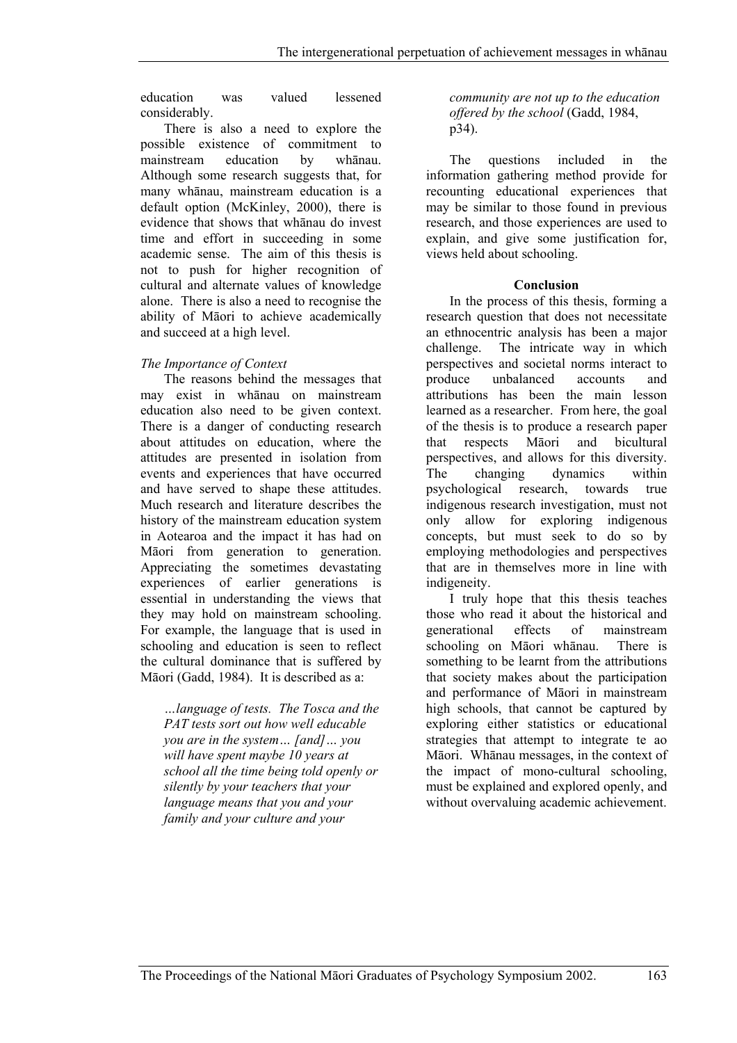education was valued lessened considerably.

There is also a need to explore the possible existence of commitment to mainstream education by whānau. Although some research suggests that, for many whānau, mainstream education is a default option (McKinley, 2000), there is evidence that shows that whānau do invest time and effort in succeeding in some academic sense. The aim of this thesis is not to push for higher recognition of cultural and alternate values of knowledge alone. There is also a need to recognise the ability of Māori to achieve academically and succeed at a high level.

*The Importance of Context*

The reasons behind the messages that may exist in whānau on mainstream education also need to be given context. There is a danger of conducting research about attitudes on education, where the attitudes are presented in isolation from events and experiences that have occurred and have served to shape these attitudes. Much research and literature describes the history of the mainstream education system in Aotearoa and the impact it has had on Māori from generation to generation. Appreciating the sometimes devastating experiences of earlier generations is essential in understanding the views that they may hold on mainstream schooling. For example, the language that is used in schooling and education is seen to reflect the cultural dominance that is suffered by Māori (Gadd, 1984). It is described as a:

> *…language of tests. The Tosca and the PAT tests sort out how well educable you are in the system… [and]… you will have spent maybe 10 years at school all the time being told openly or silently by your teachers that your language means that you and your family and your culture and your community are not up to the education offered by the school* (Gadd, 1984, p34).

The questions included in the information gathering method provide for recounting educational experiences that may be similar to those found in previous research, and those experiences are used to explain, and give some justification for, views held about schooling.

**Conclusion**

In the process of this thesis, forming a research question that does not necessitate an ethnocentric analysis has been a major challenge. The intricate way in which perspectives and societal norms interact to produce unbalanced accounts and attributions has been the main lesson learned as a researcher. From here, the goal of the thesis is to produce a research paper that respects Māori and bicultural perspectives, and allows for this diversity. The changing dynamics within psychological research, towards true indigenous research investigation, must not only allow for exploring indigenous concepts, but must seek to do so by employing methodologies and perspectives that are in themselves more in line with indigeneity.

I truly hope that this thesis teaches those who read it about the historical and generational effects of mainstream schooling on Māori whānau. There is something to be learnt from the attributions that society makes about the participation and performance of Māori in mainstream high schools, that cannot be captured by exploring either statistics or educational strategies that attempt to integrate te ao Māori. Whānau messages, in the context of the impact of mono-cultural schooling, must be explained and explored openly, and without overvaluing academic achievement.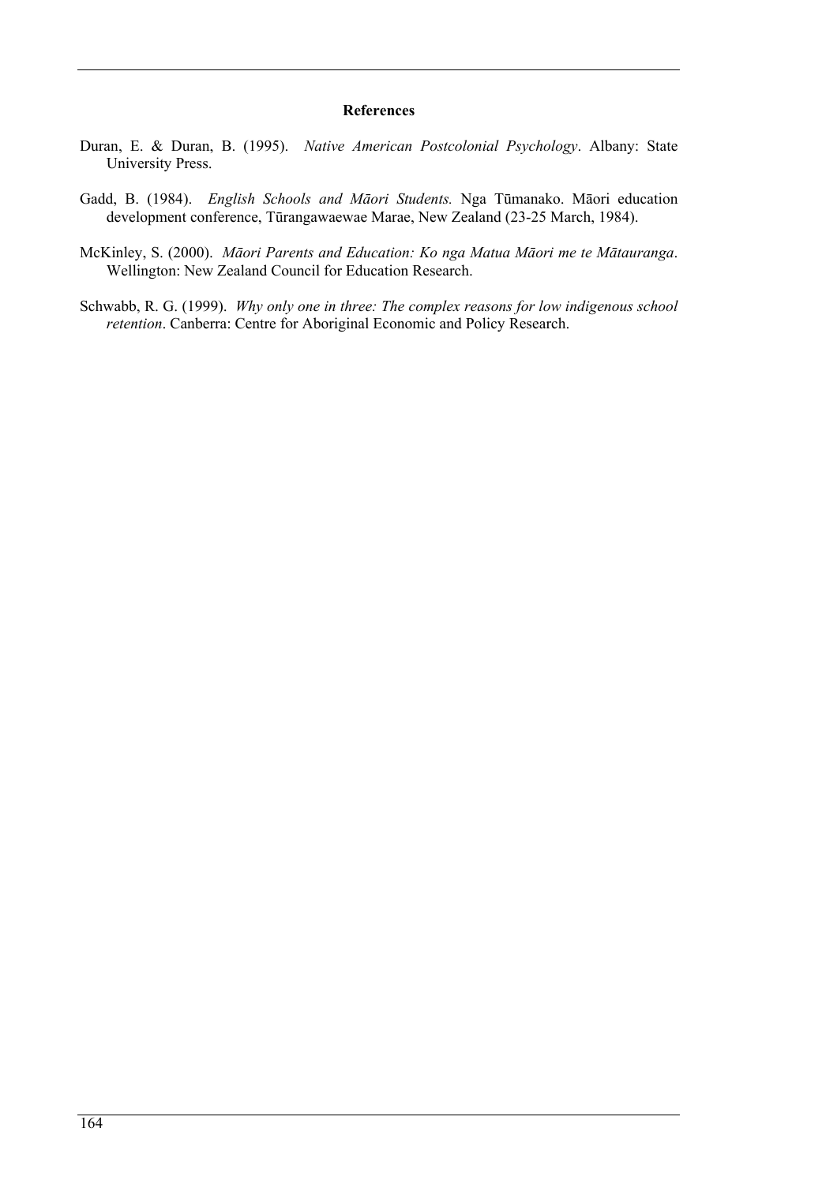**References**

Duran, E. & Duran, B. (1995). *Native American Postcolonial Psychology*. Albany: State University Press.

Gadd, B. (1984). *English Schools and Māori Students.* Nga Tūmanako. Māori education development conference, Tūrangawaewae Marae, New Zealand (23-25 March, 1984).

McKinley, S. (2000). *Māori Parents and Education: Ko nga Matua Māori me te Mātauranga*. Wellington: New Zealand Council for Education Research.

Schwabb, R. G. (1999). *Why only one in three: The complex reasons for low indigenous school retention*. Canberra: Centre for Aboriginal Economic and Policy Research.